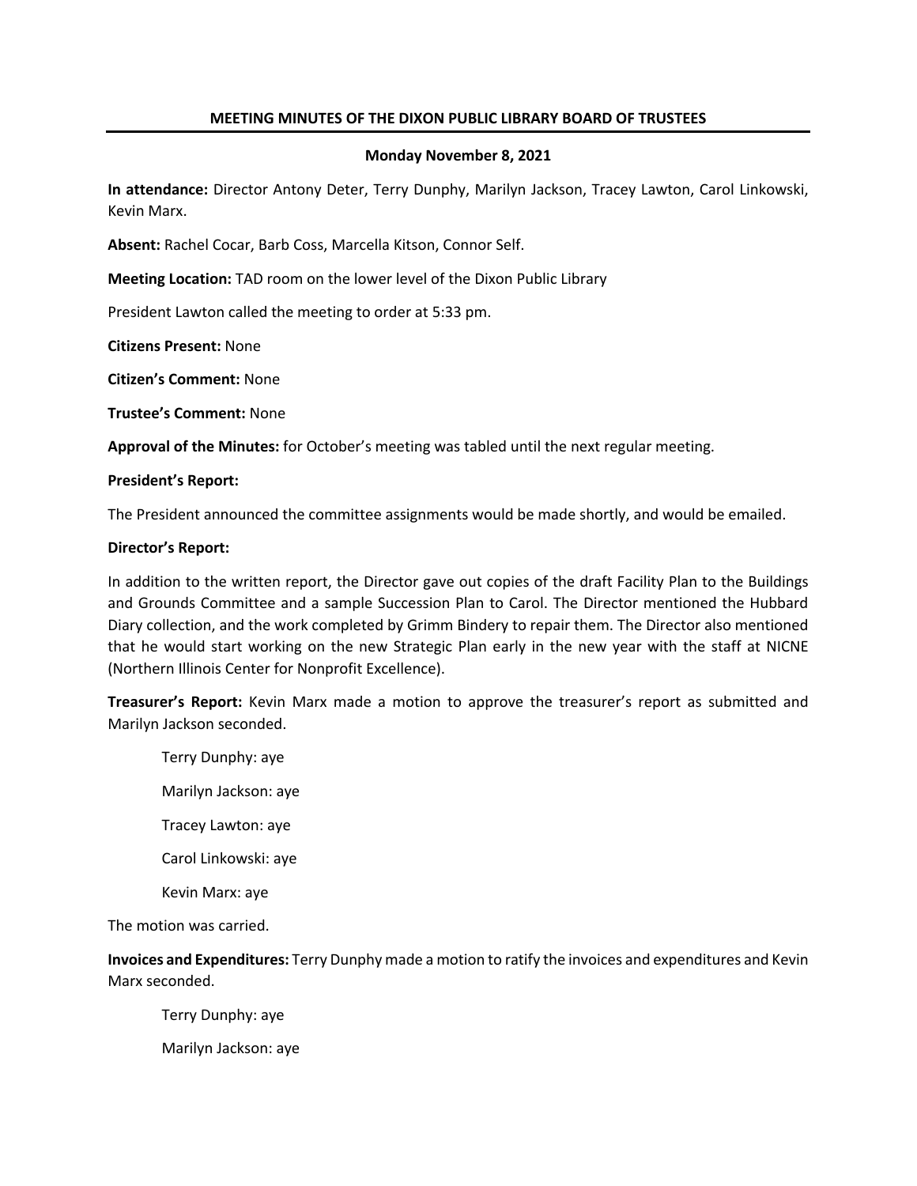## MEETING MINUTES OF THE DIXON PUBLIC LIBRARY BOARD OF TRUSTEES

**Monday November 8, 2021**

**In attendance:** Director Antony Deter, Terry Dunphy, Marilyn Jackson, Tracey Lawton, Carol Linkowski, Kevin Marx.

**Absent:** Rachel Cocar, Barb Coss, Marcella Kitson, Connor Self.

**Meeting Location:** TAD room on the lower level of the Dixon Public Library

President Lawton called the meeting to order at 5:33 pm.

**Citizens Present:** None

**Citizen's Comment:** None

**Trustee's Comment:** None

**Approval of the Minutes:** for October's meeting was tabled until the next regular meeting.

**President's Report:**

The President announced the committee assignments would be made shortly, and would be emailed.

**Director's Report:**

In addition to the written report, the Director gave out copies of the draft Facility Plan to the Buildings and Grounds Committee and a sample Succession Plan to Carol. The Director mentioned the Hubbard Diary collection, and the work completed by Grimm Bindery to repair them. The Director also mentioned that he would start working on the new Strategic Plan early in the new year with the staff at NICNE (Northern Illinois Center for Nonprofit Excellence).

**Treasurer's Report:** Kevin Marx made a motion to approve the treasurer's report as submitted and Marilyn Jackson seconded.

Terry Dunphy: aye

Marilyn Jackson: aye

Tracey Lawton: aye

Carol Linkowski: aye

Kevin Marx: aye

The motion was carried.

**Invoices and Expenditures:** Terry Dunphy made a motion to ratify the invoices and expenditures and Kevin Marx seconded.

Terry Dunphy: aye

Marilyn Jackson: aye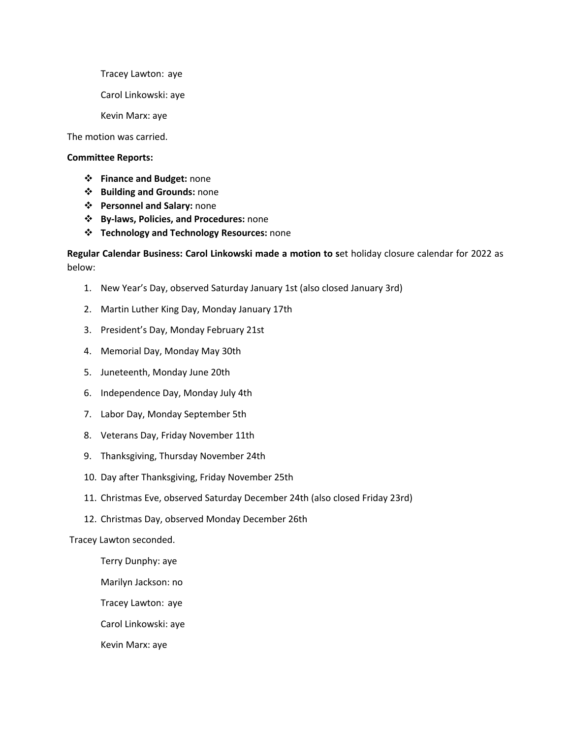Tracey Lawton: aye

Carol Linkowski: aye

Kevin Marx: aye

The motion was carried.

**Committee Reports:**

- **Finance and Budget:** none
- **Building and Grounds:** none
- **Personnel and Salary:** none
- **By-laws, Policies, and Procedures:** none
- **Technology and Technology Resources:** none

**Regular Calendar Business: Carol Linkowski made a motion to s**et holiday closure calendar for 2022 as below:

1. New Year's Day, observed Saturday January 1st (also closed January 3rd)
2. Martin Luther King Day, Monday January 17th
3. President's Day, Monday February 21st
4. Memorial Day, Monday May 30th
5. Juneteenth, Monday June 20th
6. Independence Day, Monday July 4th
7. Labor Day, Monday September 5th
8. Veterans Day, Friday November 11th
9. Thanksgiving, Thursday November 24th
10. Day after Thanksgiving, Friday November 25th
11. Christmas Eve, observed Saturday December 24th (also closed Friday 23rd)
12. Christmas Day, observed Monday December 26th

Tracey Lawton seconded.

Terry Dunphy: aye

Marilyn Jackson: no

Tracey Lawton: aye

Carol Linkowski: aye

Kevin Marx: aye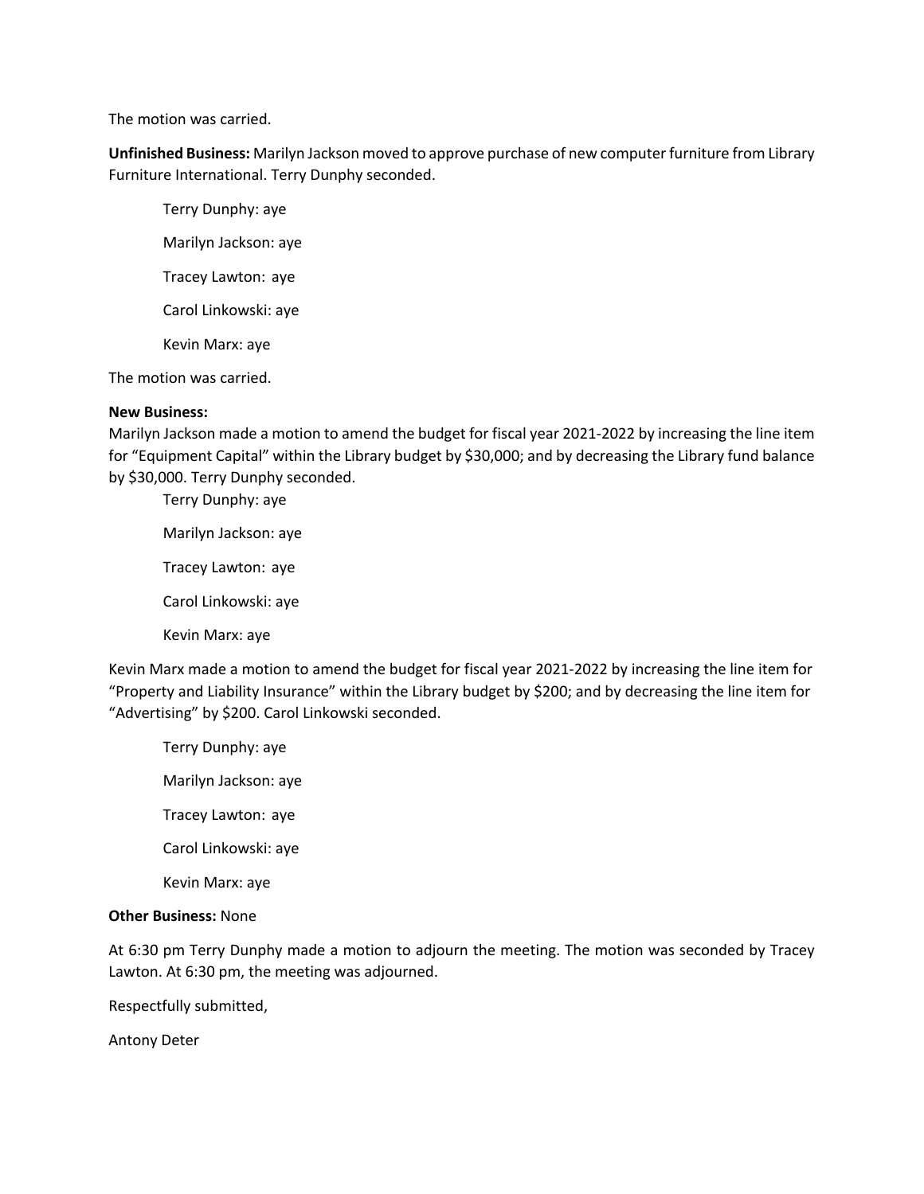The motion was carried.

**Unfinished Business:** Marilyn Jackson moved to approve purchase of new computer furniture from Library Furniture International. Terry Dunphy seconded.

Terry Dunphy: aye

Marilyn Jackson: aye

Tracey Lawton: aye

Carol Linkowski: aye

Kevin Marx: aye

The motion was carried.

**New Business:**
Marilyn Jackson made a motion to amend the budget for fiscal year 2021-2022 by increasing the line item for "Equipment Capital" within the Library budget by $30,000; and by decreasing the Library fund balance by $30,000. Terry Dunphy seconded.

Terry Dunphy: aye

Marilyn Jackson: aye

Tracey Lawton: aye

Carol Linkowski: aye

Kevin Marx: aye

Kevin Marx made a motion to amend the budget for fiscal year 2021-2022 by increasing the line item for "Property and Liability Insurance" within the Library budget by $200; and by decreasing the line item for "Advertising" by $200. Carol Linkowski seconded.

Terry Dunphy: aye

Marilyn Jackson: aye

Tracey Lawton: aye

Carol Linkowski: aye

Kevin Marx: aye

**Other Business:** None

At 6:30 pm Terry Dunphy made a motion to adjourn the meeting. The motion was seconded by Tracey Lawton. At 6:30 pm, the meeting was adjourned.

Respectfully submitted,

Antony Deter